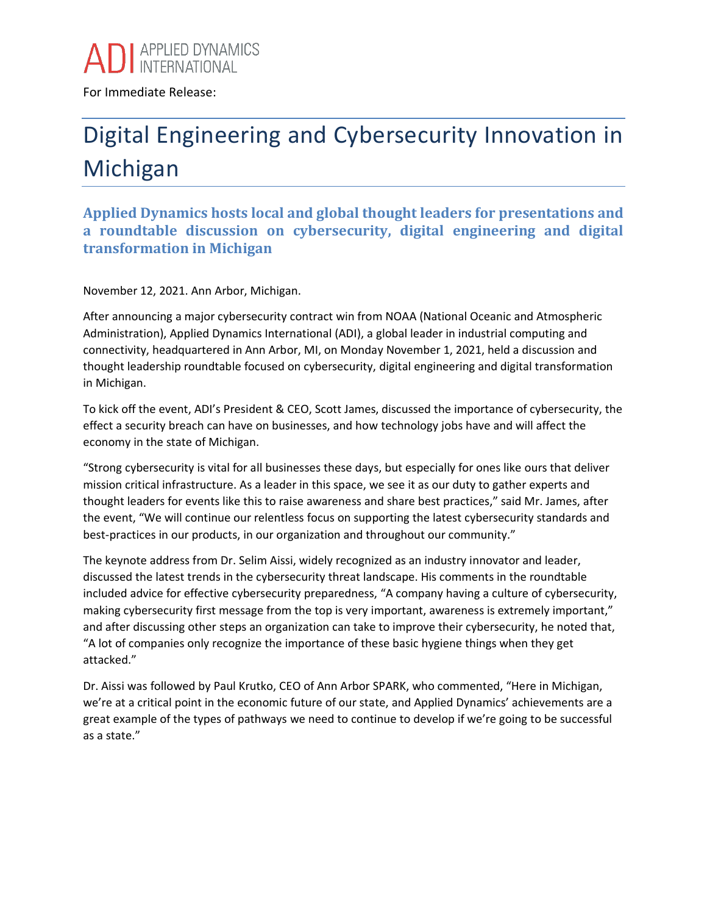ADI APPLIED DYNAMICS INTERNATIONAL

For Immediate Release:

# Digital Engineering and Cybersecurity Innovation in Michigan

## Applied Dynamics hosts local and global thought leaders for presentations and a roundtable discussion on cybersecurity, digital engineering and digital transformation in Michigan

November 12, 2021. Ann Arbor, Michigan.

After announcing a major cybersecurity contract win from NOAA (National Oceanic and Atmospheric Administration), Applied Dynamics International (ADI), a global leader in industrial computing and connectivity, headquartered in Ann Arbor, MI, on Monday November 1, 2021, held a discussion and thought leadership roundtable focused on cybersecurity, digital engineering and digital transformation in Michigan.

To kick off the event, ADI's President & CEO, Scott James, discussed the importance of cybersecurity, the effect a security breach can have on businesses, and how technology jobs have and will affect the economy in the state of Michigan.

"Strong cybersecurity is vital for all businesses these days, but especially for ones like ours that deliver mission critical infrastructure. As a leader in this space, we see it as our duty to gather experts and thought leaders for events like this to raise awareness and share best practices," said Mr. James, after the event, "We will continue our relentless focus on supporting the latest cybersecurity standards and best-practices in our products, in our organization and throughout our community."

The keynote address from Dr. Selim Aissi, widely recognized as an industry innovator and leader, discussed the latest trends in the cybersecurity threat landscape. His comments in the roundtable included advice for effective cybersecurity preparedness, "A company having a culture of cybersecurity, making cybersecurity first message from the top is very important, awareness is extremely important," and after discussing other steps an organization can take to improve their cybersecurity, he noted that, "A lot of companies only recognize the importance of these basic hygiene things when they get attacked."

Dr. Aissi was followed by Paul Krutko, CEO of Ann Arbor SPARK, who commented, "Here in Michigan, we're at a critical point in the economic future of our state, and Applied Dynamics' achievements are a great example of the types of pathways we need to continue to develop if we're going to be successful as a state."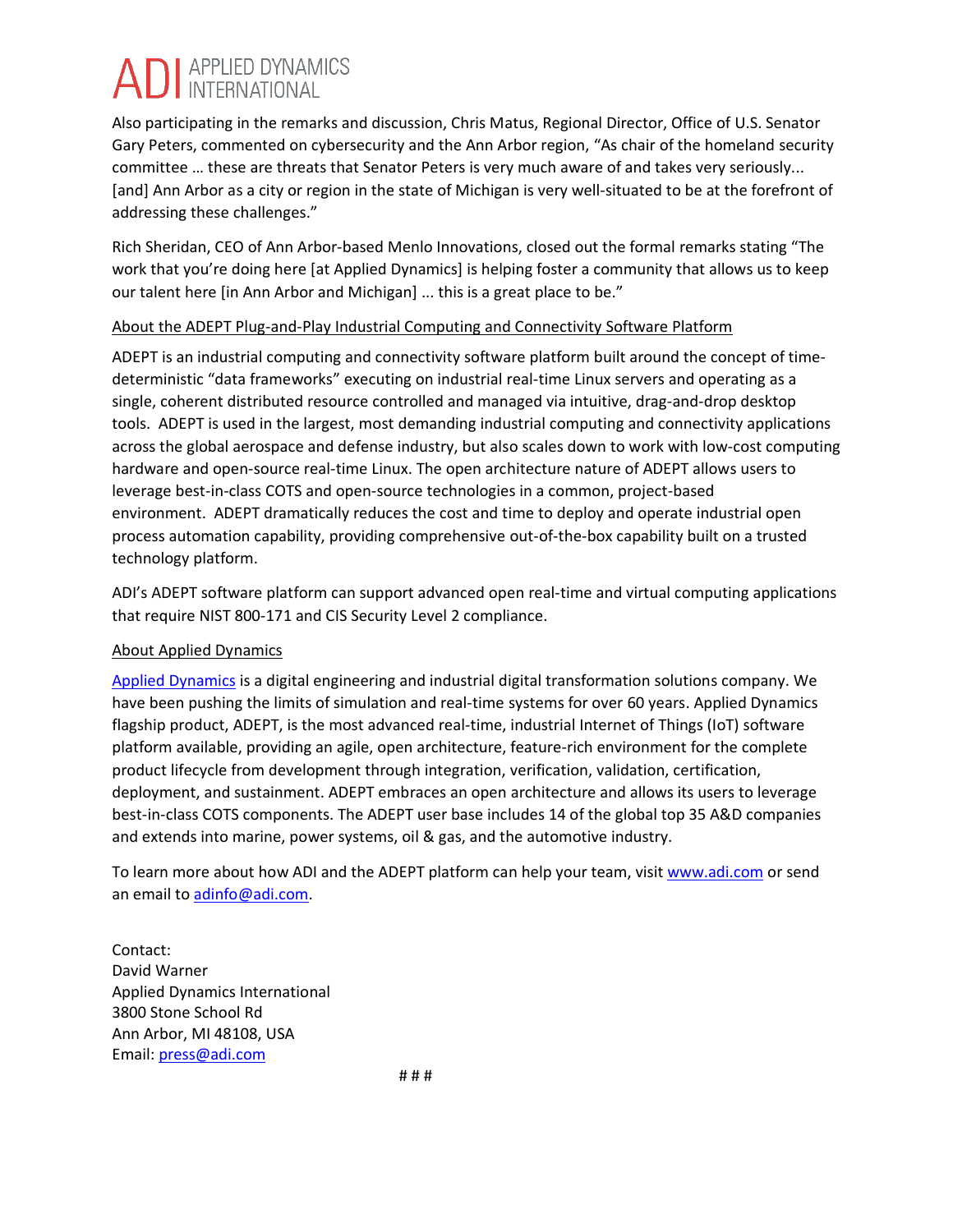Also participating in the remarks and discussion, Chris Matus, Regional Director, Office of U.S. Senator Gary Peters, commented on cybersecurity and the Ann Arbor region, "As chair of the homeland security committee … these are threats that Senator Peters is very much aware of and takes very seriously... [and] Ann Arbor as a city or region in the state of Michigan is very well-situated to be at the forefront of addressing these challenges."

Rich Sheridan, CEO of Ann Arbor-based Menlo Innovations, closed out the formal remarks stating "The work that you're doing here [at Applied Dynamics] is helping foster a community that allows us to keep our talent here [in Ann Arbor and Michigan] ... this is a great place to be."

## About the ADEPT Plug-and-Play Industrial Computing and Connectivity Software Platform

ADEPT is an industrial computing and connectivity software platform built around the concept of time-deterministic "data frameworks" executing on industrial real-time Linux servers and operating as a single, coherent distributed resource controlled and managed via intuitive, drag-and-drop desktop tools. ADEPT is used in the largest, most demanding industrial computing and connectivity applications across the global aerospace and defense industry, but also scales down to work with low-cost computing hardware and open-source real-time Linux. The open architecture nature of ADEPT allows users to leverage best-in-class COTS and open-source technologies in a common, project-based environment. ADEPT dramatically reduces the cost and time to deploy and operate industrial open process automation capability, providing comprehensive out-of-the-box capability built on a trusted technology platform.

ADI's ADEPT software platform can support advanced open real-time and virtual computing applications that require NIST 800-171 and CIS Security Level 2 compliance.

## About Applied Dynamics

Applied Dynamics is a digital engineering and industrial digital transformation solutions company. We have been pushing the limits of simulation and real-time systems for over 60 years. Applied Dynamics flagship product, ADEPT, is the most advanced real-time, industrial Internet of Things (IoT) software platform available, providing an agile, open architecture, feature-rich environment for the complete product lifecycle from development through integration, verification, validation, certification, deployment, and sustainment. ADEPT embraces an open architecture and allows its users to leverage best-in-class COTS components. The ADEPT user base includes 14 of the global top 35 A&D companies and extends into marine, power systems, oil & gas, and the automotive industry.

To learn more about how ADI and the ADEPT platform can help your team, visit www.adi.com or send an email to adinfo@adi.com.

Contact:
David Warner
Applied Dynamics International
3800 Stone School Rd
Ann Arbor, MI 48108, USA
Email: press@adi.com

# # #